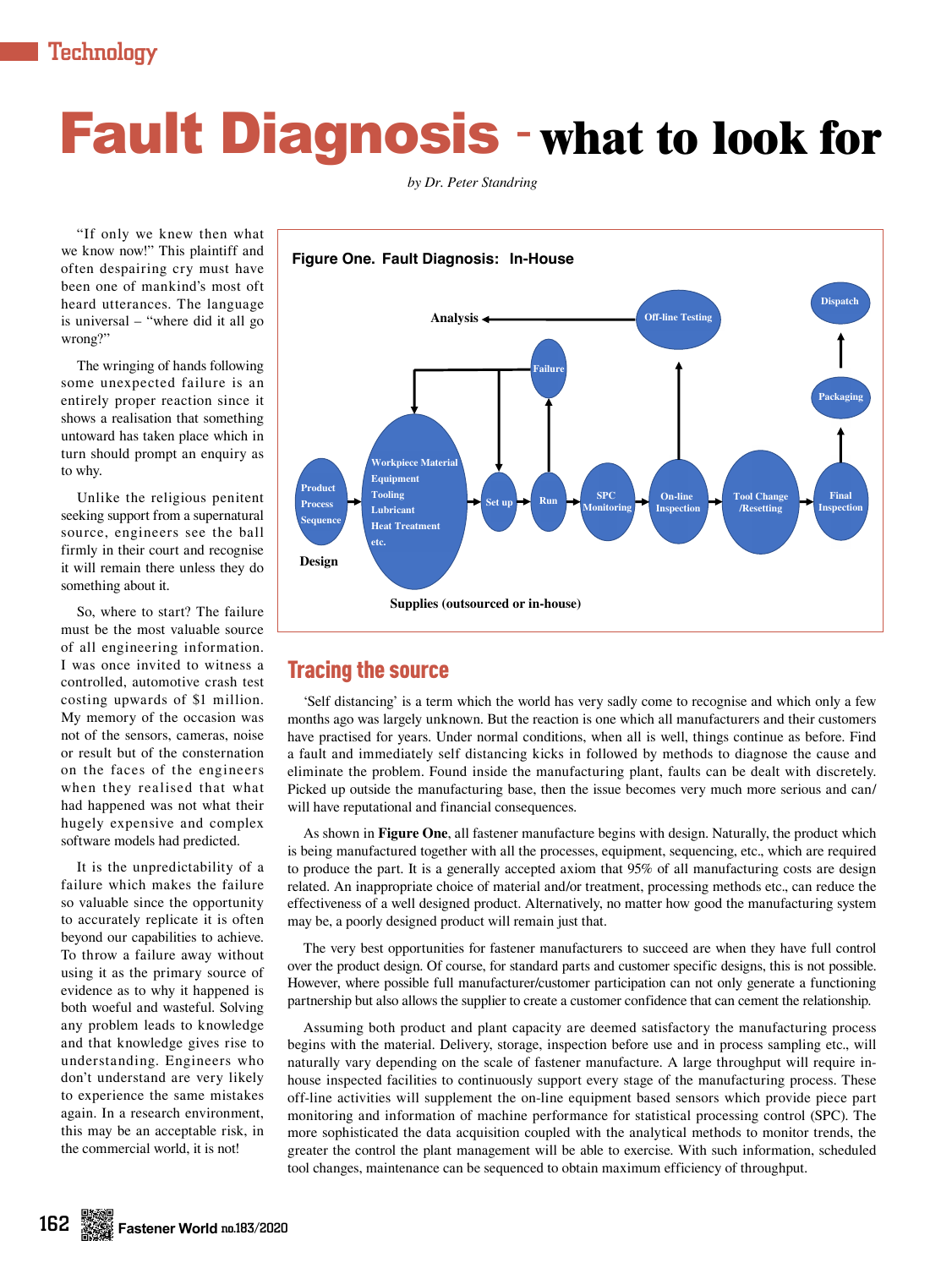# Fault Diagnosis - what to look for

*by Dr. Peter Standring*

"If only we knew then what we know now!" This plaintiff and often despairing cry must have been one of mankind's most oft heard utterances. The language is universal – "where did it all go wrong?"

The wringing of hands following some unexpected failure is an entirely proper reaction since it shows a realisation that something untoward has taken place which in turn should prompt an enquiry as to why.

Unlike the religious penitent seeking support from a supernatural source, engineers see the ball firmly in their court and recognise it will remain there unless they do something about it.

So, where to start? The failure must be the most valuable source of all engineering information. I was once invited to witness a controlled, automotive crash test costing upwards of $1 million. My memory of the occasion was not of the sensors, cameras, noise or result but of the consternation on the faces of the engineers when they realised that what had happened was not what their hugely expensive and complex software models had predicted.

It is the unpredictability of a failure which makes the failure so valuable since the opportunity to accurately replicate it is often beyond our capabilities to achieve. To throw a failure away without using it as the primary source of evidence as to why it happened is both woeful and wasteful. Solving any problem leads to knowledge and that knowledge gives rise to understanding. Engineers who don't understand are very likely to experience the same mistakes again. In a research environment, this may be an acceptable risk, in the commercial world, it is not!

**Figure One. Fault Diagnosis: In-House**

Design: Product / Process / Sequence → Workpiece Material / Equipment / Tooling / Lubricant / Heat Treatment / etc. → Set up → Run → SPC Monitoring → On-line Inspection → Tool Change /Resetting → Final Inspection → Packaging → Dispatch

Supplies (outsourced or in-house)

Run → Failure → Set up / Workpiece Material...; On-line Inspection → Off-line Testing → Analysis

## Tracing the source

'Self distancing' is a term which the world has very sadly come to recognise and which only a few months ago was largely unknown. But the reaction is one which all manufacturers and their customers have practised for years. Under normal conditions, when all is well, things continue as before. Find a fault and immediately self distancing kicks in followed by methods to diagnose the cause and eliminate the problem. Found inside the manufacturing plant, faults can be dealt with discretely. Picked up outside the manufacturing base, then the issue becomes very much more serious and can/will have reputational and financial consequences.

As shown in **Figure One**, all fastener manufacture begins with design. Naturally, the product which is being manufactured together with all the processes, equipment, sequencing, etc., which are required to produce the part. It is a generally accepted axiom that 95% of all manufacturing costs are design related. An inappropriate choice of material and/or treatment, processing methods etc., can reduce the effectiveness of a well designed product. Alternatively, no matter how good the manufacturing system may be, a poorly designed product will remain just that.

The very best opportunities for fastener manufacturers to succeed are when they have full control over the product design. Of course, for standard parts and customer specific designs, this is not possible. However, where possible full manufacturer/customer participation can not only generate a functioning partnership but also allows the supplier to create a customer confidence that can cement the relationship.

Assuming both product and plant capacity are deemed satisfactory the manufacturing process begins with the material. Delivery, storage, inspection before use and in process sampling etc., will naturally vary depending on the scale of fastener manufacture. A large throughput will require in-house inspected facilities to continuously support every stage of the manufacturing process. These off-line activities will supplement the on-line equipment based sensors which provide piece part monitoring and information of machine performance for statistical processing control (SPC). The more sophisticated the data acquisition coupled with the analytical methods to monitor trends, the greater the control the plant management will be able to exercise. With such information, scheduled tool changes, maintenance can be sequenced to obtain maximum efficiency of throughput.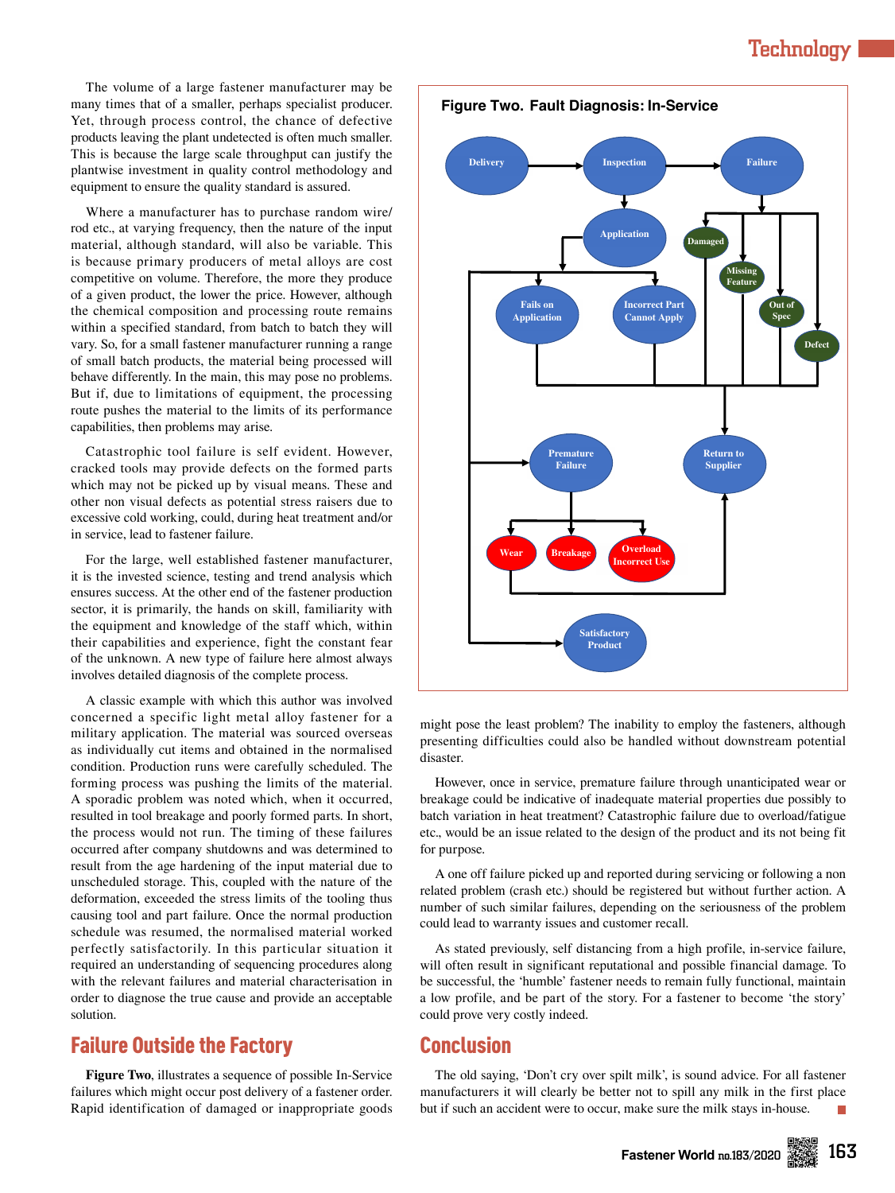The volume of a large fastener manufacturer may be many times that of a smaller, perhaps specialist producer. Yet, through process control, the chance of defective products leaving the plant undetected is often much smaller. This is because the large scale throughput can justify the plantwise investment in quality control methodology and equipment to ensure the quality standard is assured.

Where a manufacturer has to purchase random wire/rod etc., at varying frequency, then the nature of the input material, although standard, will also be variable. This is because primary producers of metal alloys are cost competitive on volume. Therefore, the more they produce of a given product, the lower the price. However, although the chemical composition and processing route remains within a specified standard, from batch to batch they will vary. So, for a small fastener manufacturer running a range of small batch products, the material being processed will behave differently. In the main, this may pose no problems. But if, due to limitations of equipment, the processing route pushes the material to the limits of its performance capabilities, then problems may arise.

Catastrophic tool failure is self evident. However, cracked tools may provide defects on the formed parts which may not be picked up by visual means. These and other non visual defects as potential stress raisers due to excessive cold working, could, during heat treatment and/or in service, lead to fastener failure.

For the large, well established fastener manufacturer, it is the invested science, testing and trend analysis which ensures success. At the other end of the fastener production sector, it is primarily, the hands on skill, familiarity with the equipment and knowledge of the staff which, within their capabilities and experience, fight the constant fear of the unknown. A new type of failure here almost always involves detailed diagnosis of the complete process.

A classic example with which this author was involved concerned a specific light metal alloy fastener for a military application. The material was sourced overseas as individually cut items and obtained in the normalised condition. Production runs were carefully scheduled. The forming process was pushing the limits of the material. A sporadic problem was noted which, when it occurred, resulted in tool breakage and poorly formed parts. In short, the process would not run. The timing of these failures occurred after company shutdowns and was determined to result from the age hardening of the input material due to unscheduled storage. This, coupled with the nature of the deformation, exceeded the stress limits of the tooling thus causing tool and part failure. Once the normal production schedule was resumed, the normalised material worked perfectly satisfactorily. In this particular situation it required an understanding of sequencing procedures along with the relevant failures and material characterisation in order to diagnose the true cause and provide an acceptable solution.

## Failure Outside the Factory

**Figure Two**, illustrates a sequence of possible In-Service failures which might occur post delivery of a fastener order. Rapid identification of damaged or inappropriate goods might pose the least problem? The inability to employ the fasteners, although presenting difficulties could also be handled without downstream potential disaster.

**Figure Two. Fault Diagnosis: In-Service**

Delivery
Inspection
Failure
Application
Damaged
Missing Feature
Out of Spec
Defect
Fails on Application
Incorrect Part Cannot Apply
Premature Failure
Return to Supplier
Wear
Breakage
Overload Incorrect Use
Satisfactory Product

However, once in service, premature failure through unanticipated wear or breakage could be indicative of inadequate material properties due possibly to batch variation in heat treatment? Catastrophic failure due to overload/fatigue etc., would be an issue related to the design of the product and its not being fit for purpose.

A one off failure picked up and reported during servicing or following a non related problem (crash etc.) should be registered but without further action. A number of such similar failures, depending on the seriousness of the problem could lead to warranty issues and customer recall.

As stated previously, self distancing from a high profile, in-service failure, will often result in significant reputational and possible financial damage. To be successful, the 'humble' fastener needs to remain fully functional, maintain a low profile, and be part of the story. For a fastener to become 'the story' could prove very costly indeed.

## Conclusion

The old saying, 'Don't cry over spilt milk', is sound advice. For all fastener manufacturers it will clearly be better not to spill any milk in the first place but if such an accident were to occur, make sure the milk stays in-house.